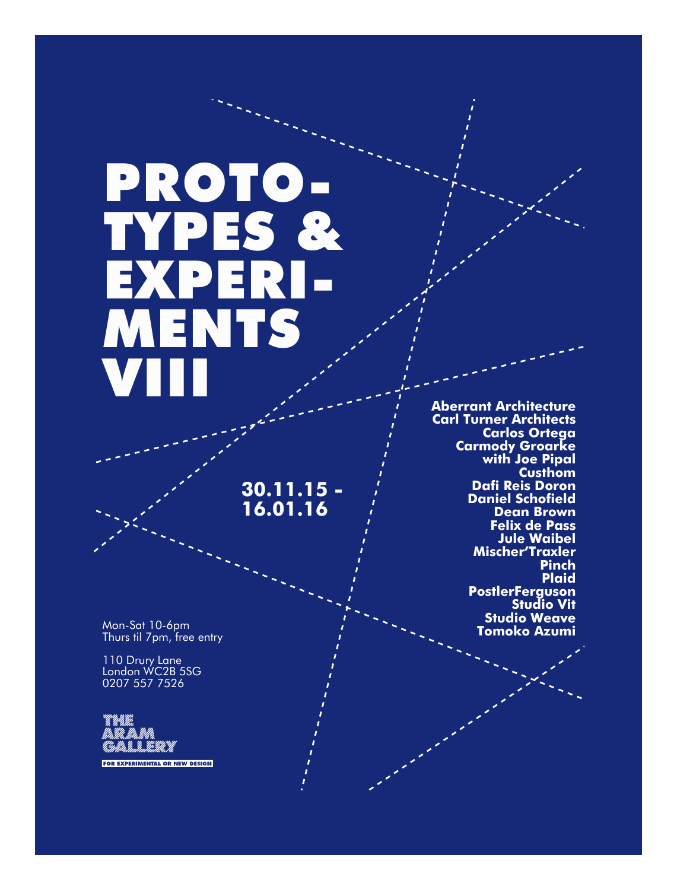# PROTO-TYPES & EXPERI-MENTS VIII

**30.11.15 - 16.01.16**

**Aberrant Architecture**
**Carl Turner Architects**
**Carlos Ortega**
**Carmody Groarke with Joe Pipal**
**Custhom**
**Dafi Reis Doron**
**Daniel Schofield**
**Dean Brown**
**Felix de Pass**
**Jule Waibel**
**Mischer'Traxler**
**Pinch**
**Plaid**
**PostlerFerguson**
**Studio Vit**
**Studio Weave**
**Tomoko Azumi**

Mon-Sat 10-6pm
Thurs til 7pm, free entry

110 Drury Lane
London WC2B 5SG
0207 557 7526

THE ARAM GALLERY

FOR EXPERIMENTAL OR NEW DESIGN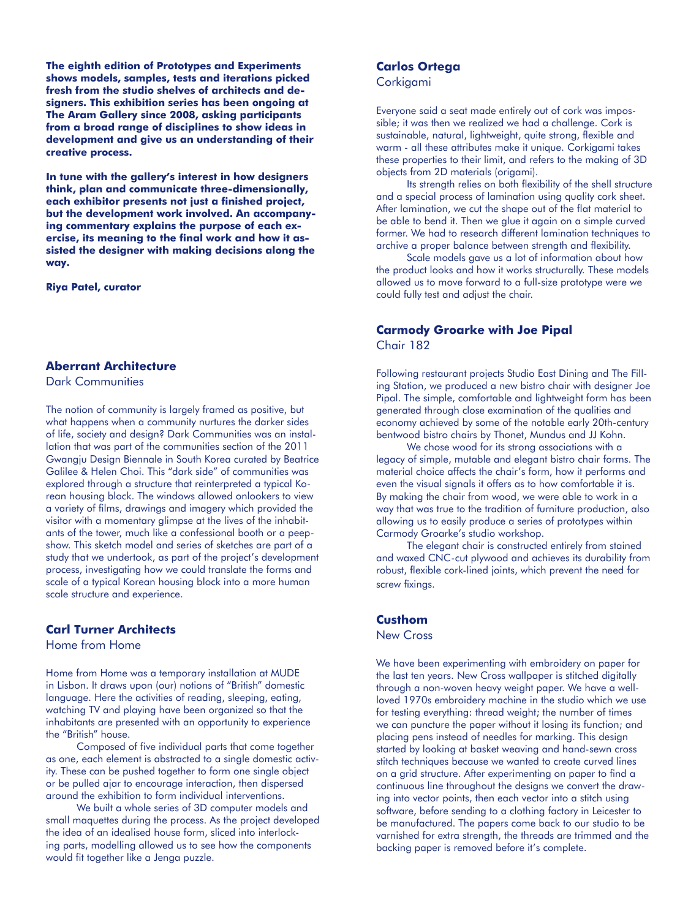**The eighth edition of Prototypes and Experiments shows models, samples, tests and iterations picked fresh from the studio shelves of architects and designers. This exhibition series has been ongoing at The Aram Gallery since 2008, asking participants from a broad range of disciplines to show ideas in development and give us an understanding of their creative process.**

**In tune with the gallery's interest in how designers think, plan and communicate three-dimensionally, each exhibitor presents not just a finished project, but the development work involved. An accompanying commentary explains the purpose of each exercise, its meaning to the final work and how it assisted the designer with making decisions along the way.**

**Riya Patel, curator**

## Aberrant Architecture

Dark Communities

The notion of community is largely framed as positive, but what happens when a community nurtures the darker sides of life, society and design? Dark Communities was an installation that was part of the communities section of the 2011 Gwangju Design Biennale in South Korea curated by Beatrice Galilee & Helen Choi. This "dark side" of communities was explored through a structure that reinterpreted a typical Korean housing block. The windows allowed onlookers to view a variety of films, drawings and imagery which provided the visitor with a momentary glimpse at the lives of the inhabitants of the tower, much like a confessional booth or a peep-show. This sketch model and series of sketches are part of a study that we undertook, as part of the project's development process, investigating how we could translate the forms and scale of a typical Korean housing block into a more human scale structure and experience.

## Carl Turner Architects

Home from Home

Home from Home was a temporary installation at MUDE in Lisbon. It draws upon (our) notions of "British" domestic language. Here the activities of reading, sleeping, eating, watching TV and playing have been organized so that the inhabitants are presented with an opportunity to experience the "British" house.

Composed of five individual parts that come together as one, each element is abstracted to a single domestic activity. These can be pushed together to form one single object or be pulled ajar to encourage interaction, then dispersed around the exhibition to form individual interventions.

We built a whole series of 3D computer models and small maquettes during the process. As the project developed the idea of an idealised house form, sliced into interlocking parts, modelling allowed us to see how the components would fit together like a Jenga puzzle.

## Carlos Ortega

Corkigami

Everyone said a seat made entirely out of cork was impossible; it was then we realized we had a challenge. Cork is sustainable, natural, lightweight, quite strong, flexible and warm - all these attributes make it unique. Corkigami takes these properties to their limit, and refers to the making of 3D objects from 2D materials (origami).

Its strength relies on both flexibility of the shell structure and a special process of lamination using quality cork sheet. After lamination, we cut the shape out of the flat material to be able to bend it. Then we glue it again on a simple curved former. We had to research different lamination techniques to archive a proper balance between strength and flexibility.

Scale models gave us a lot of information about how the product looks and how it works structurally. These models allowed us to move forward to a full-size prototype were we could fully test and adjust the chair.

## Carmody Groarke with Joe Pipal

Chair 182

Following restaurant projects Studio East Dining and The Filling Station, we produced a new bistro chair with designer Joe Pipal. The simple, comfortable and lightweight form has been generated through close examination of the qualities and economy achieved by some of the notable early 20th-century bentwood bistro chairs by Thonet, Mundus and JJ Kohn.

We chose wood for its strong associations with a legacy of simple, mutable and elegant bistro chair forms. The material choice affects the chair's form, how it performs and even the visual signals it offers as to how comfortable it is. By making the chair from wood, we were able to work in a way that was true to the tradition of furniture production, also allowing us to easily produce a series of prototypes within Carmody Groarke's studio workshop.

The elegant chair is constructed entirely from stained and waxed CNC-cut plywood and achieves its durability from robust, flexible cork-lined joints, which prevent the need for screw fixings.

## Custhom

New Cross

We have been experimenting with embroidery on paper for the last ten years. New Cross wallpaper is stitched digitally through a non-woven heavy weight paper. We have a well-loved 1970s embroidery machine in the studio which we use for testing everything: thread weight; the number of times we can puncture the paper without it losing its function; and placing pens instead of needles for marking. This design started by looking at basket weaving and hand-sewn cross stitch techniques because we wanted to create curved lines on a grid structure. After experimenting on paper to find a continuous line throughout the designs we convert the drawing into vector points, then each vector into a stitch using software, before sending to a clothing factory in Leicester to be manufactured. The papers come back to our studio to be varnished for extra strength, the threads are trimmed and the backing paper is removed before it's complete.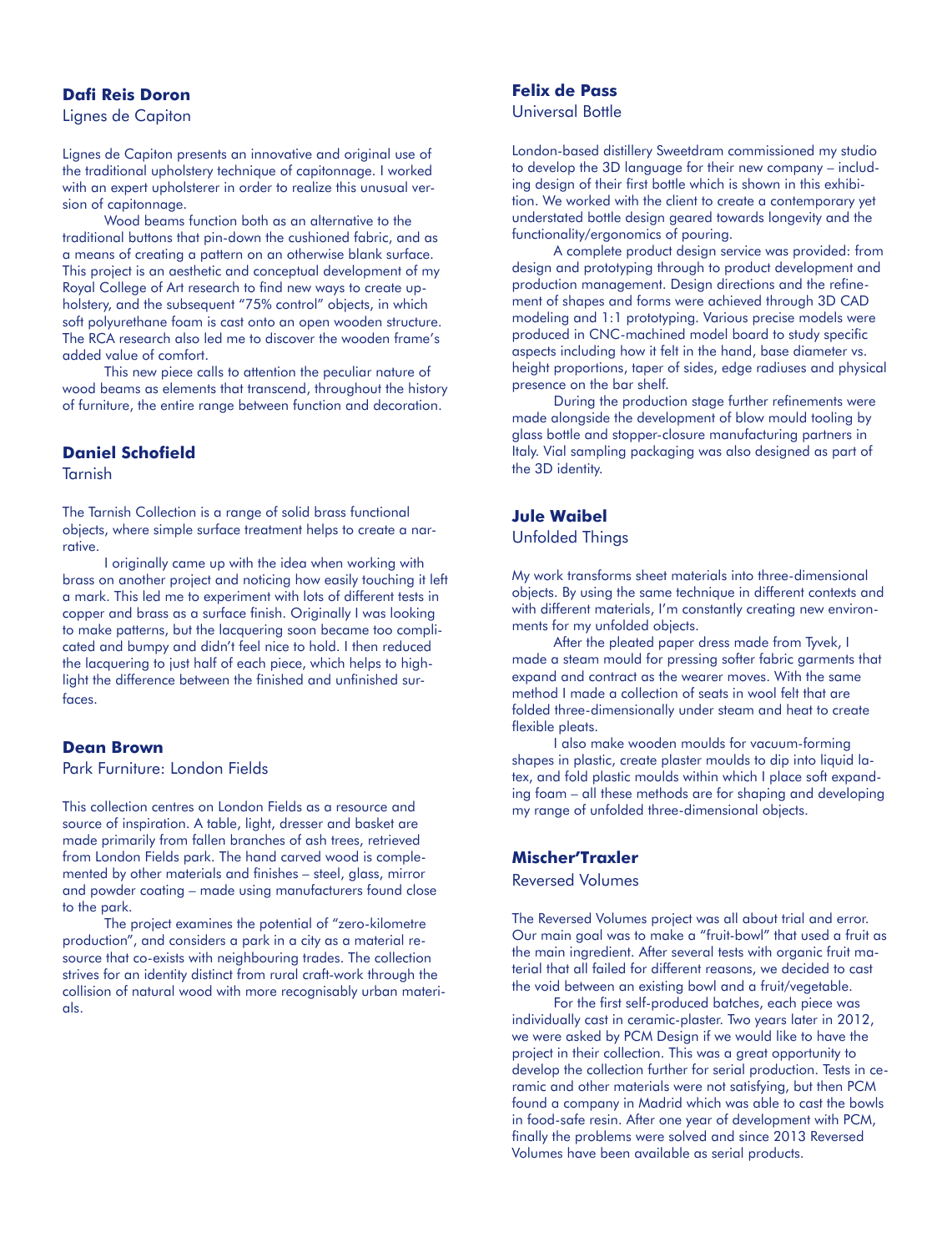### Dafi Reis Doron

Lignes de Capiton

Lignes de Capiton presents an innovative and original use of the traditional upholstery technique of capitonnage. I worked with an expert upholsterer in order to realize this unusual version of capitonnage.

Wood beams function both as an alternative to the traditional buttons that pin-down the cushioned fabric, and as a means of creating a pattern on an otherwise blank surface. This project is an aesthetic and conceptual development of my Royal College of Art research to find new ways to create upholstery, and the subsequent "75% control" objects, in which soft polyurethane foam is cast onto an open wooden structure. The RCA research also led me to discover the wooden frame's added value of comfort.

This new piece calls to attention the peculiar nature of wood beams as elements that transcend, throughout the history of furniture, the entire range between function and decoration.

### Daniel Schofield

Tarnish

The Tarnish Collection is a range of solid brass functional objects, where simple surface treatment helps to create a narrative.

I originally came up with the idea when working with brass on another project and noticing how easily touching it left a mark. This led me to experiment with lots of different tests in copper and brass as a surface finish. Originally I was looking to make patterns, but the lacquering soon became too complicated and bumpy and didn't feel nice to hold. I then reduced the lacquering to just half of each piece, which helps to highlight the difference between the finished and unfinished surfaces.

### Dean Brown

Park Furniture: London Fields

This collection centres on London Fields as a resource and source of inspiration. A table, light, dresser and basket are made primarily from fallen branches of ash trees, retrieved from London Fields park. The hand carved wood is complemented by other materials and finishes – steel, glass, mirror and powder coating – made using manufacturers found close to the park.

The project examines the potential of "zero-kilometre production", and considers a park in a city as a material resource that co-exists with neighbouring trades. The collection strives for an identity distinct from rural craft-work through the collision of natural wood with more recognisably urban materials.

### Felix de Pass

Universal Bottle

London-based distillery Sweetdram commissioned my studio to develop the 3D language for their new company – including design of their first bottle which is shown in this exhibition. We worked with the client to create a contemporary yet understated bottle design geared towards longevity and the functionality/ergonomics of pouring.

A complete product design service was provided: from design and prototyping through to product development and production management. Design directions and the refinement of shapes and forms were achieved through 3D CAD modeling and 1:1 prototyping. Various precise models were produced in CNC-machined model board to study specific aspects including how it felt in the hand, base diameter vs. height proportions, taper of sides, edge radiuses and physical presence on the bar shelf.

During the production stage further refinements were made alongside the development of blow mould tooling by glass bottle and stopper-closure manufacturing partners in Italy. Vial sampling packaging was also designed as part of the 3D identity.

### Jule Waibel

Unfolded Things

My work transforms sheet materials into three-dimensional objects. By using the same technique in different contexts and with different materials, I'm constantly creating new environments for my unfolded objects.

After the pleated paper dress made from Tyvek, I made a steam mould for pressing softer fabric garments that expand and contract as the wearer moves. With the same method I made a collection of seats in wool felt that are folded three-dimensionally under steam and heat to create flexible pleats.

I also make wooden moulds for vacuum-forming shapes in plastic, create plaster moulds to dip into liquid latex, and fold plastic moulds within which I place soft expanding foam – all these methods are for shaping and developing my range of unfolded three-dimensional objects.

### Mischer'Traxler

Reversed Volumes

The Reversed Volumes project was all about trial and error. Our main goal was to make a "fruit-bowl" that used a fruit as the main ingredient. After several tests with organic fruit material that all failed for different reasons, we decided to cast the void between an existing bowl and a fruit/vegetable.

For the first self-produced batches, each piece was individually cast in ceramic-plaster. Two years later in 2012, we were asked by PCM Design if we would like to have the project in their collection. This was a great opportunity to develop the collection further for serial production. Tests in ceramic and other materials were not satisfying, but then PCM found a company in Madrid which was able to cast the bowls in food-safe resin. After one year of development with PCM, finally the problems were solved and since 2013 Reversed Volumes have been available as serial products.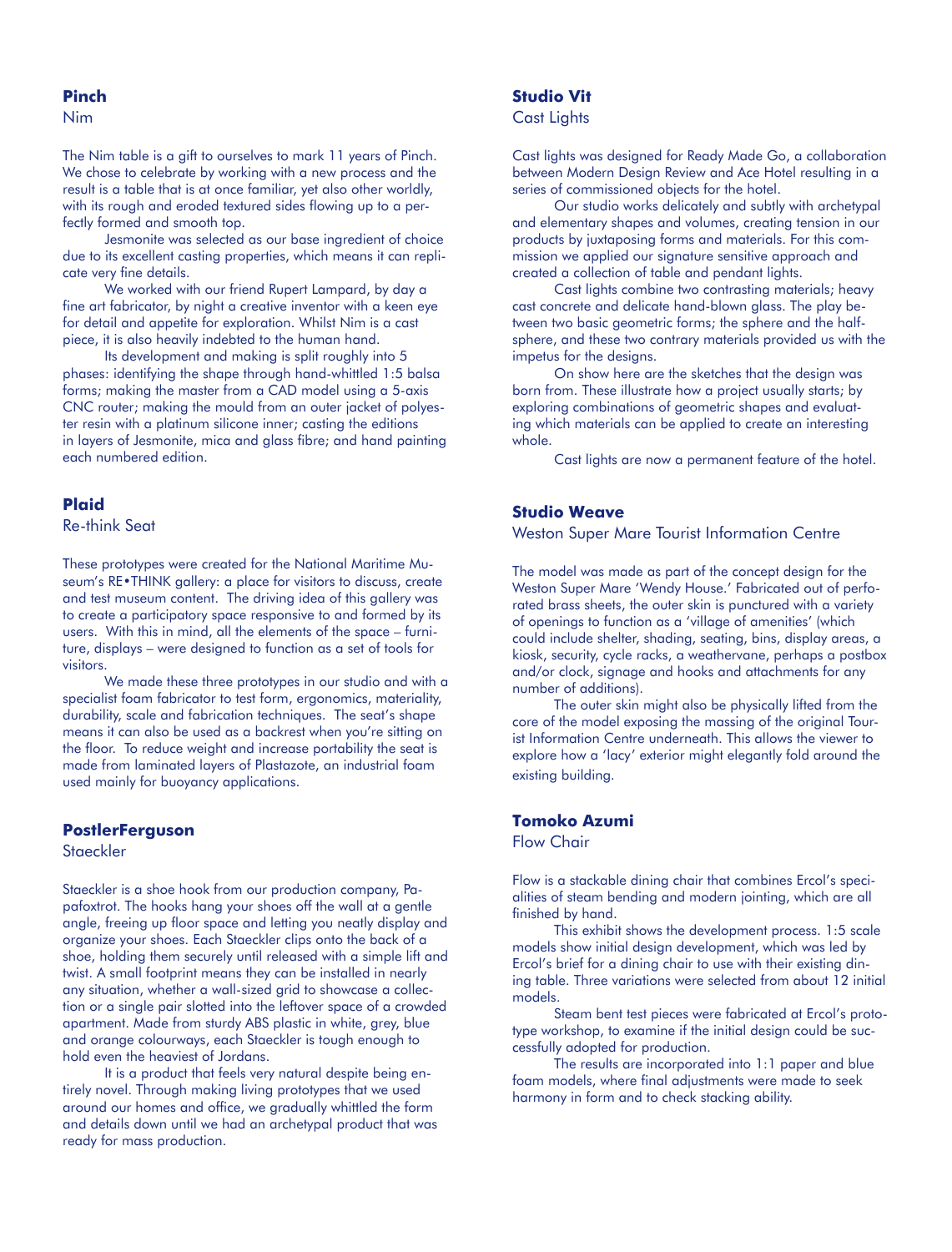## Pinch

Nim

The Nim table is a gift to ourselves to mark 11 years of Pinch. We chose to celebrate by working with a new process and the result is a table that is at once familiar, yet also other worldly, with its rough and eroded textured sides flowing up to a perfectly formed and smooth top.

Jesmonite was selected as our base ingredient of choice due to its excellent casting properties, which means it can replicate very fine details.

We worked with our friend Rupert Lampard, by day a fine art fabricator, by night a creative inventor with a keen eye for detail and appetite for exploration. Whilst Nim is a cast piece, it is also heavily indebted to the human hand.

Its development and making is split roughly into 5 phases: identifying the shape through hand-whittled 1:5 balsa forms; making the master from a CAD model using a 5-axis CNC router; making the mould from an outer jacket of polyester resin with a platinum silicone inner; casting the editions in layers of Jesmonite, mica and glass fibre; and hand painting each numbered edition.

## Plaid

Re-think Seat

These prototypes were created for the National Maritime Museum's RE•THINK gallery: a place for visitors to discuss, create and test museum content. The driving idea of this gallery was to create a participatory space responsive to and formed by its users. With this in mind, all the elements of the space – furniture, displays – were designed to function as a set of tools for visitors.

We made these three prototypes in our studio and with a specialist foam fabricator to test form, ergonomics, materiality, durability, scale and fabrication techniques. The seat's shape means it can also be used as a backrest when you're sitting on the floor. To reduce weight and increase portability the seat is made from laminated layers of Plastazote, an industrial foam used mainly for buoyancy applications.

## PostlerFerguson

Staeckler

Staeckler is a shoe hook from our production company, Papafoxtrot. The hooks hang your shoes off the wall at a gentle angle, freeing up floor space and letting you neatly display and organize your shoes. Each Staeckler clips onto the back of a shoe, holding them securely until released with a simple lift and twist. A small footprint means they can be installed in nearly any situation, whether a wall-sized grid to showcase a collection or a single pair slotted into the leftover space of a crowded apartment. Made from sturdy ABS plastic in white, grey, blue and orange colourways, each Staeckler is tough enough to hold even the heaviest of Jordans.

It is a product that feels very natural despite being entirely novel. Through making living prototypes that we used around our homes and office, we gradually whittled the form and details down until we had an archetypal product that was ready for mass production.

## Studio Vit

Cast Lights

Cast lights was designed for Ready Made Go, a collaboration between Modern Design Review and Ace Hotel resulting in a series of commissioned objects for the hotel.

Our studio works delicately and subtly with archetypal and elementary shapes and volumes, creating tension in our products by juxtaposing forms and materials. For this commission we applied our signature sensitive approach and created a collection of table and pendant lights.

Cast lights combine two contrasting materials; heavy cast concrete and delicate hand-blown glass. The play between two basic geometric forms; the sphere and the half-sphere, and these two contrary materials provided us with the impetus for the designs.

On show here are the sketches that the design was born from. These illustrate how a project usually starts; by exploring combinations of geometric shapes and evaluating which materials can be applied to create an interesting whole.

Cast lights are now a permanent feature of the hotel.

## Studio Weave

Weston Super Mare Tourist Information Centre

The model was made as part of the concept design for the Weston Super Mare 'Wendy House.' Fabricated out of perforated brass sheets, the outer skin is punctured with a variety of openings to function as a 'village of amenities' (which could include shelter, shading, seating, bins, display areas, a kiosk, security, cycle racks, a weathervane, perhaps a postbox and/or clock, signage and hooks and attachments for any number of additions).

The outer skin might also be physically lifted from the core of the model exposing the massing of the original Tourist Information Centre underneath. This allows the viewer to explore how a 'lacy' exterior might elegantly fold around the existing building.

## Tomoko Azumi

Flow Chair

Flow is a stackable dining chair that combines Ercol's specialities of steam bending and modern jointing, which are all finished by hand.

This exhibit shows the development process. 1:5 scale models show initial design development, which was led by Ercol's brief for a dining chair to use with their existing dining table. Three variations were selected from about 12 initial models.

Steam bent test pieces were fabricated at Ercol's prototype workshop, to examine if the initial design could be successfully adopted for production.

The results are incorporated into 1:1 paper and blue foam models, where final adjustments were made to seek harmony in form and to check stacking ability.